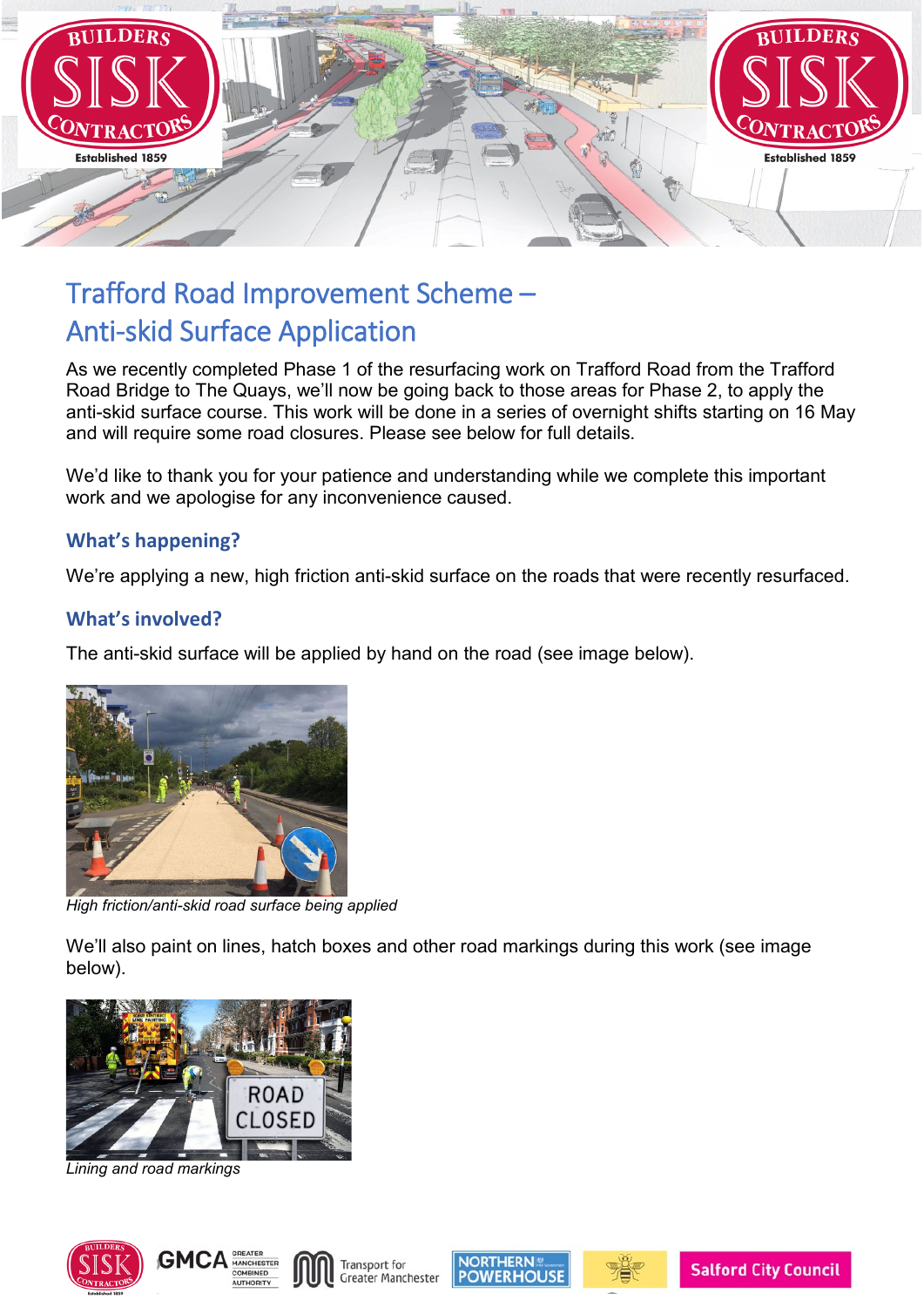# Trafford Road Improvement Scheme – Anti-skid Surface Application

As we recently completed Phase 1 of the resurfacing work on Trafford Road from the Trafford Road Bridge to The Quays, we'll now be going back to those areas for Phase 2, to apply the anti-skid surface course. This work will be done in a series of overnight shifts starting on 16 May and will require some road closures. Please see below for full details.

We'd like to thank you for your patience and understanding while we complete this important work and we apologise for any inconvenience caused.

## What's happening?

We're applying a new, high friction anti-skid surface on the roads that were recently resurfaced.

## What's involved?

The anti-skid surface will be applied by hand on the road (see image below).

*High friction/anti-skid road surface being applied*

We'll also paint on lines, hatch boxes and other road markings during this work (see image below).

*Lining and road markings*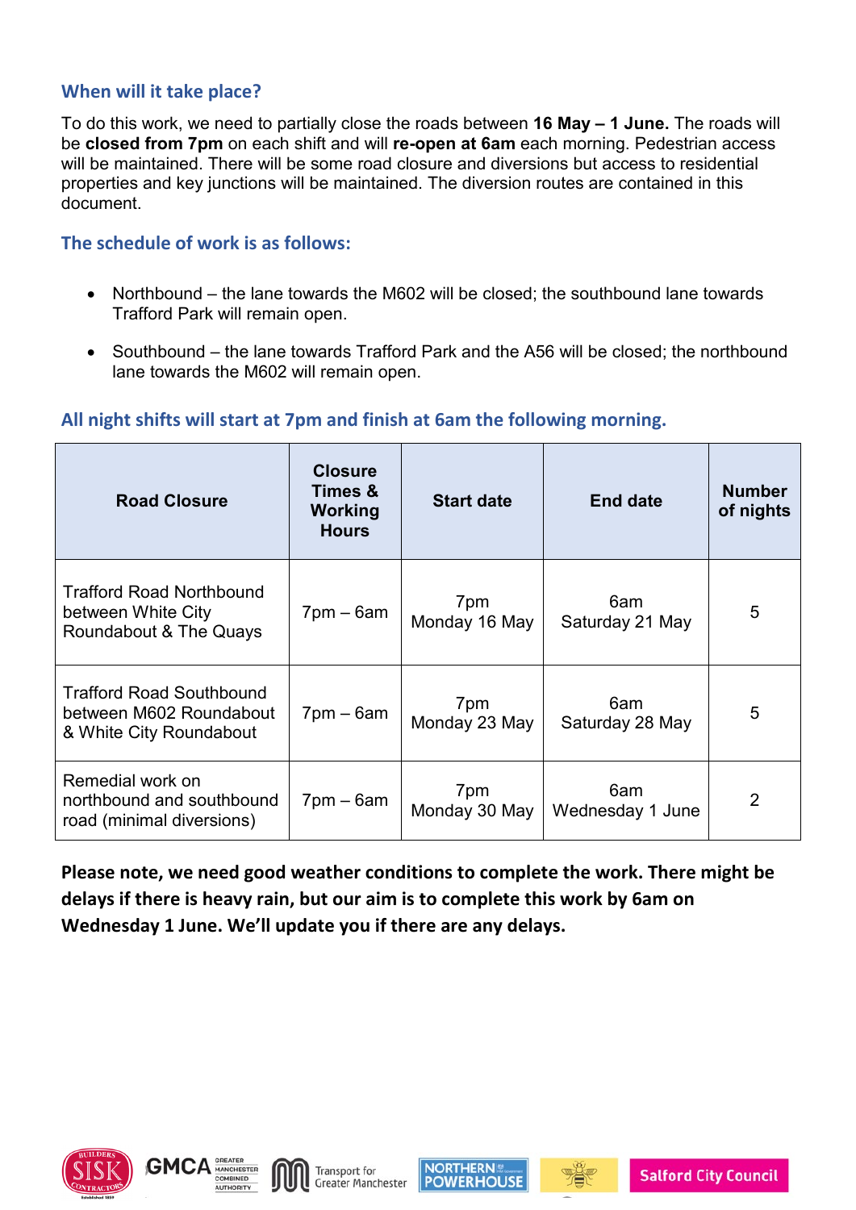## When will it take place?

To do this work, we need to partially close the roads between **16 May – 1 June.** The roads will be **closed from 7pm** on each shift and will **re-open at 6am** each morning. Pedestrian access will be maintained. There will be some road closure and diversions but access to residential properties and key junctions will be maintained. The diversion routes are contained in this document.

## The schedule of work is as follows:

- Northbound – the lane towards the M602 will be closed; the southbound lane towards Trafford Park will remain open.
- Southbound – the lane towards Trafford Park and the A56 will be closed; the northbound lane towards the M602 will remain open.

## All night shifts will start at 7pm and finish at 6am the following morning.

| Road Closure | Closure Times & Working Hours | Start date | End date | Number of nights |
|---|---|---|---|---|
| Trafford Road Northbound between White City Roundabout & The Quays | 7pm – 6am | 7pm Monday 16 May | 6am Saturday 21 May | 5 |
| Trafford Road Southbound between M602 Roundabout & White City Roundabout | 7pm – 6am | 7pm Monday 23 May | 6am Saturday 28 May | 5 |
| Remedial work on northbound and southbound road (minimal diversions) | 7pm – 6am | 7pm Monday 30 May | 6am Wednesday 1 June | 2 |

**Please note, we need good weather conditions to complete the work. There might be delays if there is heavy rain, but our aim is to complete this work by 6am on Wednesday 1 June. We'll update you if there are any delays.**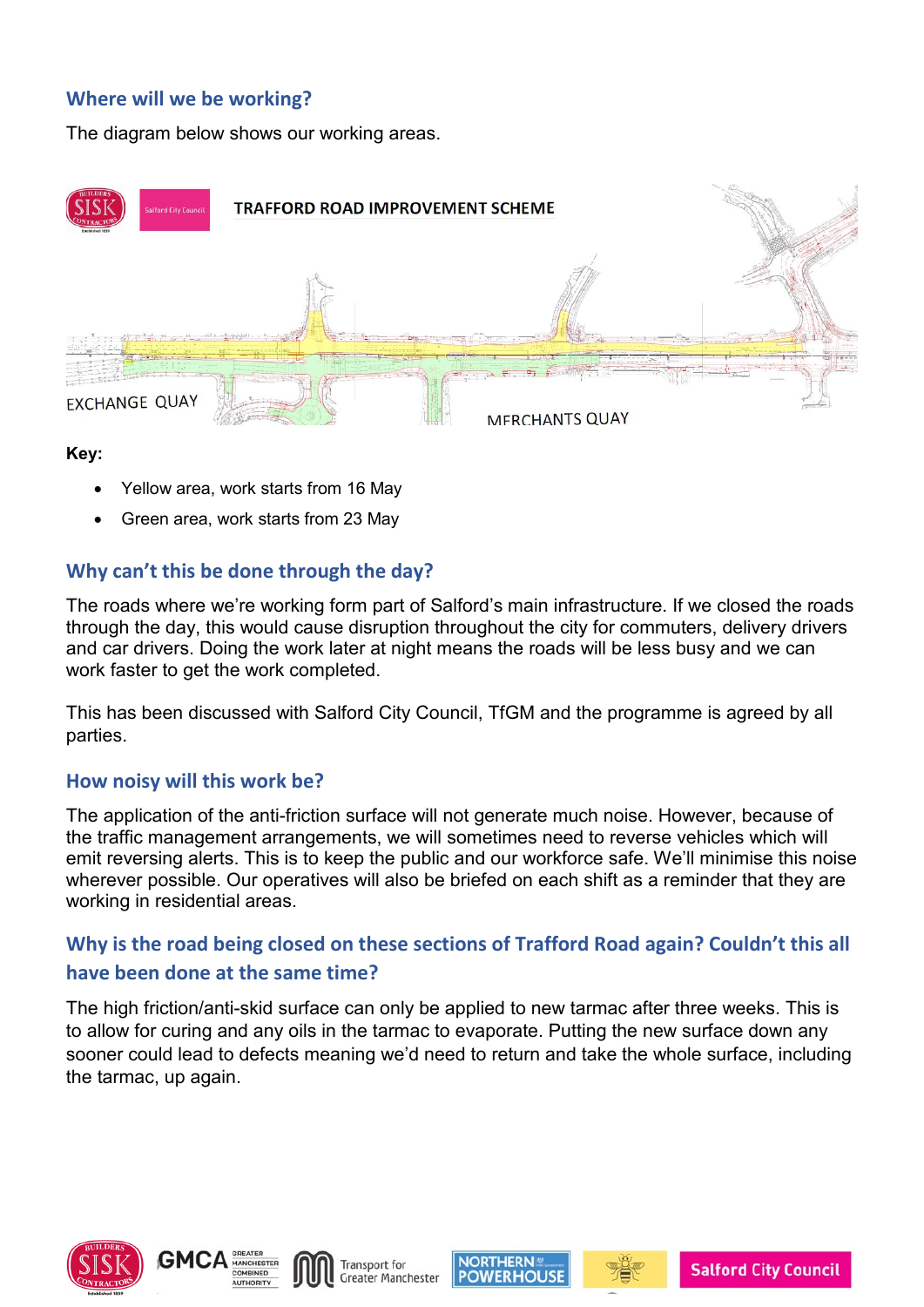## Where will we be working?

The diagram below shows our working areas.

**Key:**

- Yellow area, work starts from 16 May
- Green area, work starts from 23 May

## Why can't this be done through the day?

The roads where we're working form part of Salford's main infrastructure. If we closed the roads through the day, this would cause disruption throughout the city for commuters, delivery drivers and car drivers. Doing the work later at night means the roads will be less busy and we can work faster to get the work completed.

This has been discussed with Salford City Council, TfGM and the programme is agreed by all parties.

## How noisy will this work be?

The application of the anti-friction surface will not generate much noise. However, because of the traffic management arrangements, we will sometimes need to reverse vehicles which will emit reversing alerts. This is to keep the public and our workforce safe. We'll minimise this noise wherever possible. Our operatives will also be briefed on each shift as a reminder that they are working in residential areas.

## Why is the road being closed on these sections of Trafford Road again? Couldn't this all have been done at the same time?

The high friction/anti-skid surface can only be applied to new tarmac after three weeks. This is to allow for curing and any oils in the tarmac to evaporate. Putting the new surface down any sooner could lead to defects meaning we'd need to return and take the whole surface, including the tarmac, up again.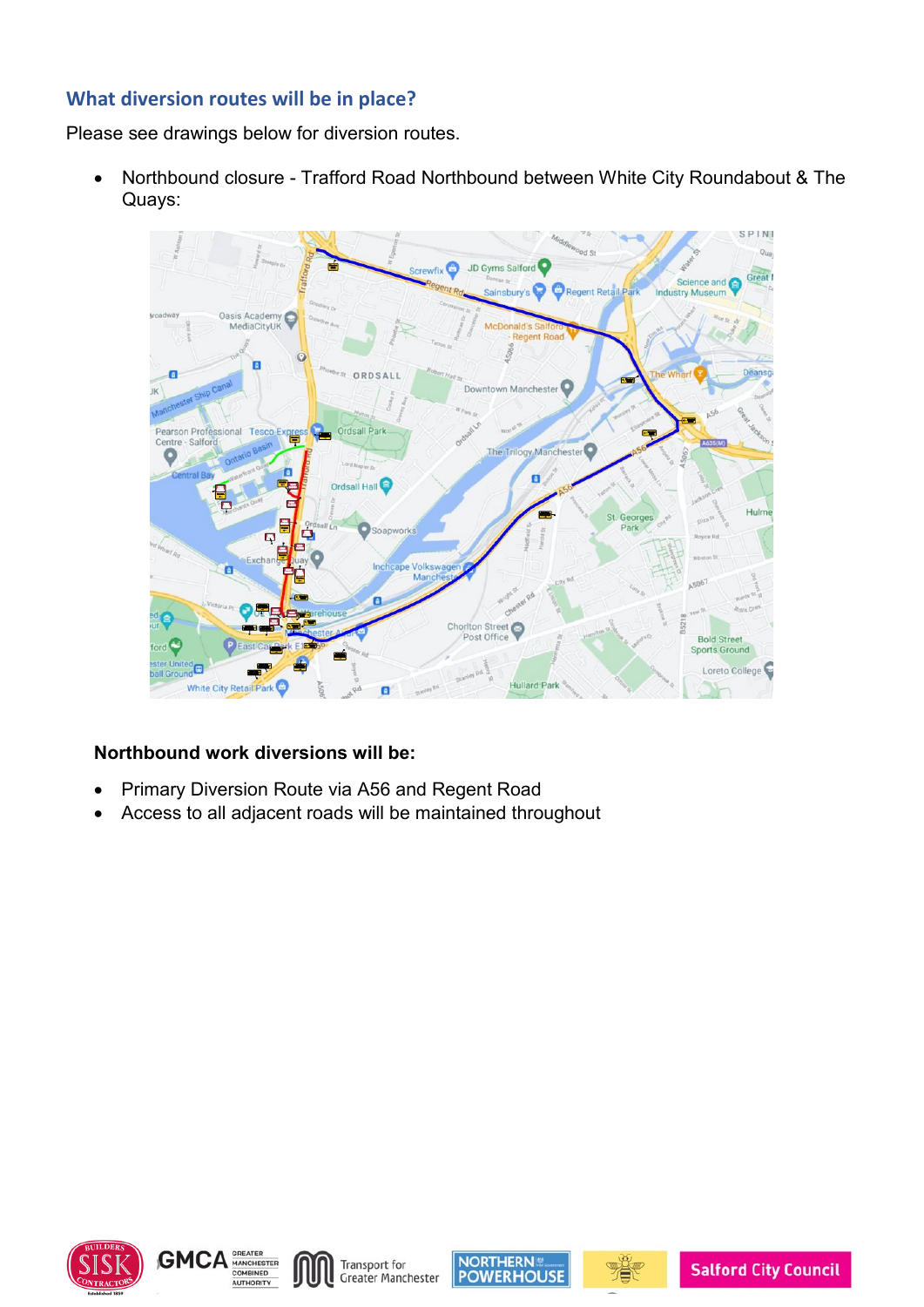## What diversion routes will be in place?

Please see drawings below for diversion routes.

- Northbound closure - Trafford Road Northbound between White City Roundabout & The Quays:

**Northbound work diversions will be:**

- Primary Diversion Route via A56 and Regent Road
- Access to all adjacent roads will be maintained throughout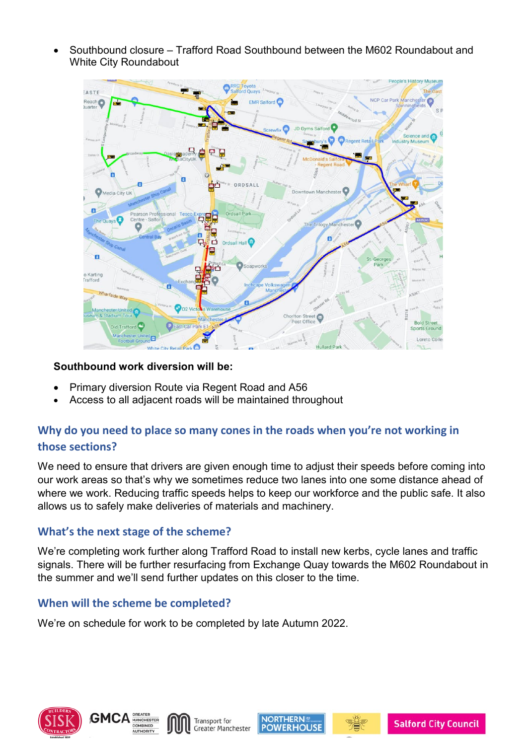- Southbound closure – Trafford Road Southbound between the M602 Roundabout and White City Roundabout

**Southbound work diversion will be:**

- Primary diversion Route via Regent Road and A56
- Access to all adjacent roads will be maintained throughout

## Why do you need to place so many cones in the roads when you're not working in those sections?

We need to ensure that drivers are given enough time to adjust their speeds before coming into our work areas so that's why we sometimes reduce two lanes into one some distance ahead of where we work. Reducing traffic speeds helps to keep our workforce and the public safe. It also allows us to safely make deliveries of materials and machinery.

## What's the next stage of the scheme?

We're completing work further along Trafford Road to install new kerbs, cycle lanes and traffic signals. There will be further resurfacing from Exchange Quay towards the M602 Roundabout in the summer and we'll send further updates on this closer to the time.

## When will the scheme be completed?

We're on schedule for work to be completed by late Autumn 2022.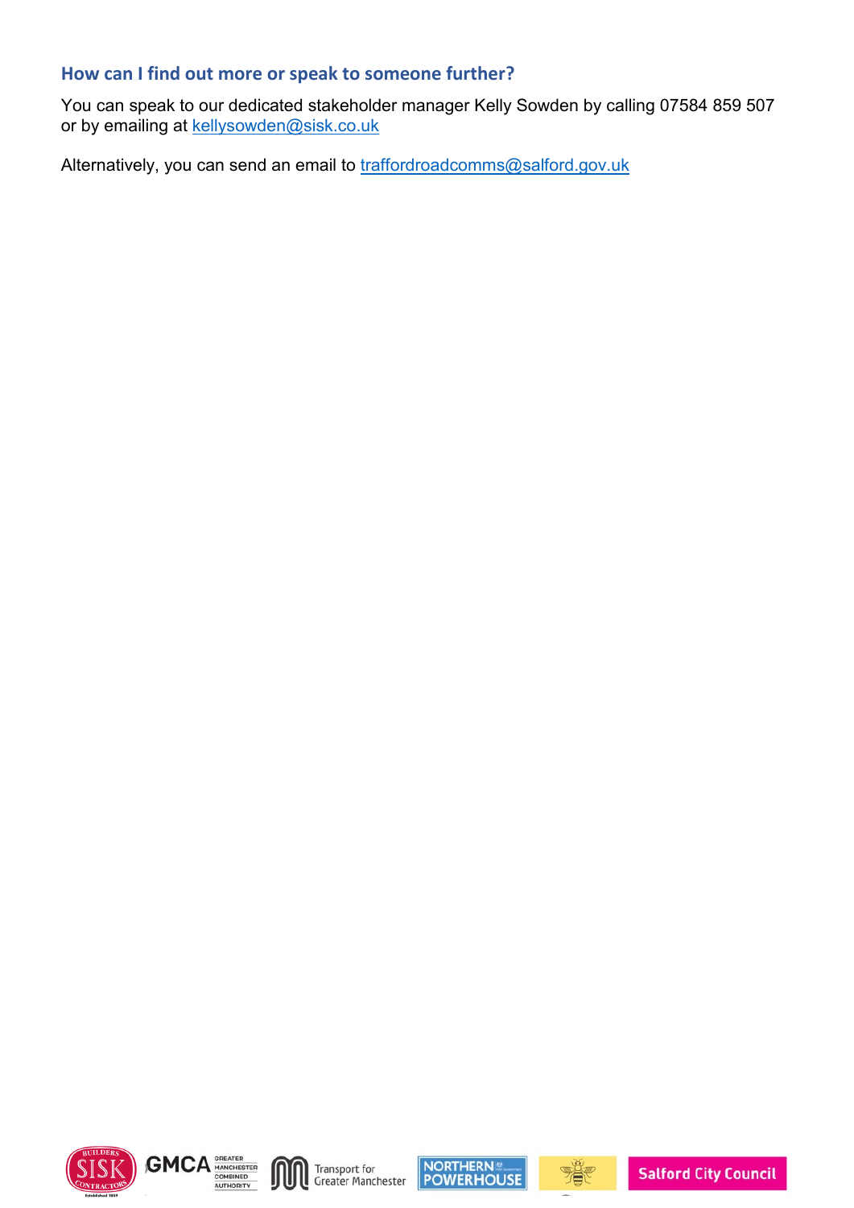### How can I find out more or speak to someone further?

You can speak to our dedicated stakeholder manager Kelly Sowden by calling 07584 859 507 or by emailing at kellysowden@sisk.co.uk

Alternatively, you can send an email to traffordroadcomms@salford.gov.uk